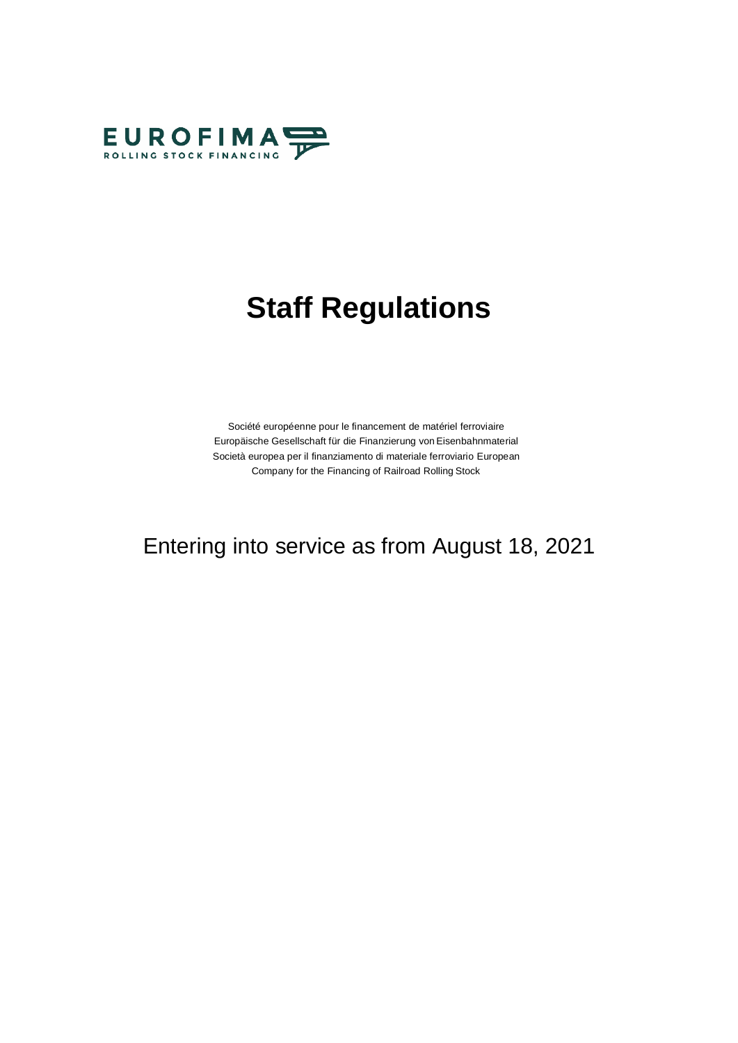EUROFIMA
ROLLING STOCK FINANCING

# Staff Regulations

Société européenne pour le financement de matériel ferroviaire
Europäische Gesellschaft für die Finanzierung von Eisenbahnmaterial
Società europea per il finanziamento di materiale ferroviario European
Company for the Financing of Railroad Rolling Stock

Entering into service as from August 18, 2021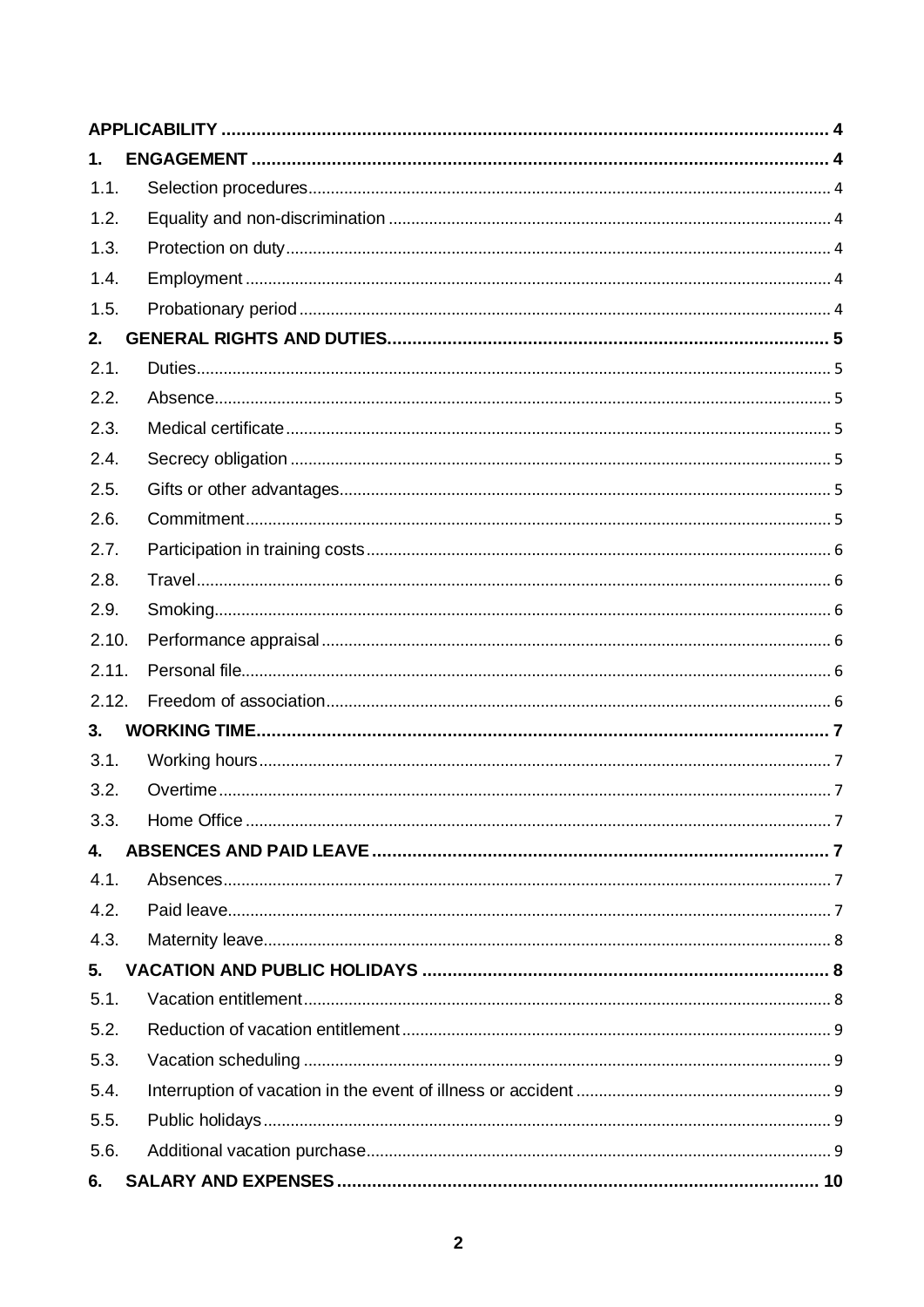| | | |
|---|---|---|
| **APPLICABILITY** | | **4** |
| **1.** | **ENGAGEMENT** | **4** |
| 1.1. | Selection procedures | 4 |
| 1.2. | Equality and non-discrimination | 4 |
| 1.3. | Protection on duty | 4 |
| 1.4. | Employment | 4 |
| 1.5. | Probationary period | 4 |
| **2.** | **GENERAL RIGHTS AND DUTIES** | **5** |
| 2.1. | Duties | 5 |
| 2.2. | Absence | 5 |
| 2.3. | Medical certificate | 5 |
| 2.4. | Secrecy obligation | 5 |
| 2.5. | Gifts or other advantages | 5 |
| 2.6. | Commitment | 5 |
| 2.7. | Participation in training costs | 6 |
| 2.8. | Travel | 6 |
| 2.9. | Smoking | 6 |
| 2.10. | Performance appraisal | 6 |
| 2.11. | Personal file | 6 |
| 2.12. | Freedom of association | 6 |
| **3.** | **WORKING TIME** | **7** |
| 3.1. | Working hours | 7 |
| 3.2. | Overtime | 7 |
| 3.3. | Home Office | 7 |
| **4.** | **ABSENCES AND PAID LEAVE** | **7** |
| 4.1. | Absences | 7 |
| 4.2. | Paid leave | 7 |
| 4.3. | Maternity leave | 8 |
| **5.** | **VACATION AND PUBLIC HOLIDAYS** | **8** |
| 5.1. | Vacation entitlement | 8 |
| 5.2. | Reduction of vacation entitlement | 9 |
| 5.3. | Vacation scheduling | 9 |
| 5.4. | Interruption of vacation in the event of illness or accident | 9 |
| 5.5. | Public holidays | 9 |
| 5.6. | Additional vacation purchase | 9 |
| **6.** | **SALARY AND EXPENSES** | **10** |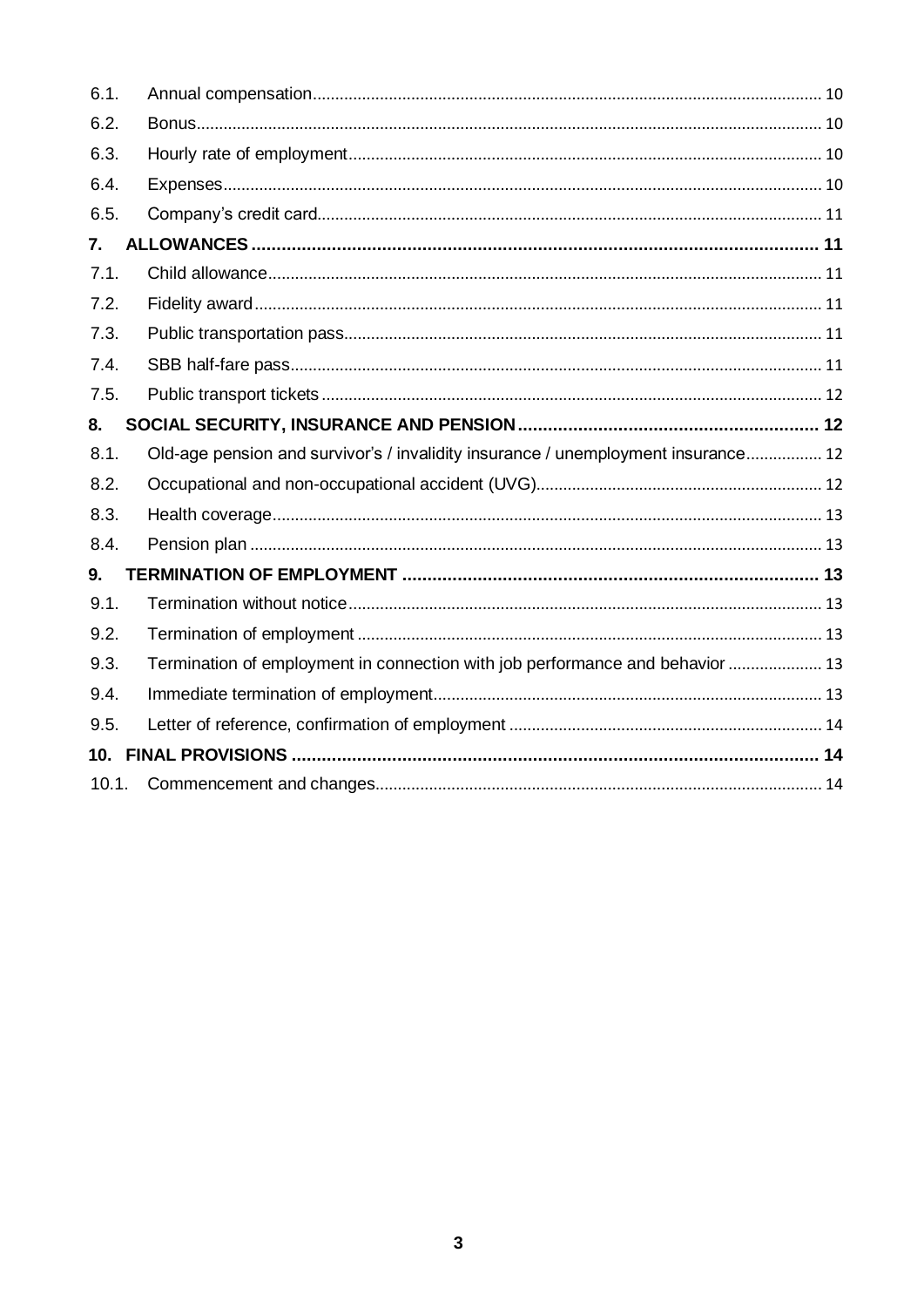| | | |
|---|---|---|
| 6.1. | Annual compensation | 10 |
| 6.2. | Bonus | 10 |
| 6.3. | Hourly rate of employment | 10 |
| 6.4. | Expenses | 10 |
| 6.5. | Company's credit card | 11 |
| **7.** | **ALLOWANCES** | **11** |
| 7.1. | Child allowance | 11 |
| 7.2. | Fidelity award | 11 |
| 7.3. | Public transportation pass | 11 |
| 7.4. | SBB half-fare pass | 11 |
| 7.5. | Public transport tickets | 12 |
| **8.** | **SOCIAL SECURITY, INSURANCE AND PENSION** | **12** |
| 8.1. | Old-age pension and survivor's / invalidity insurance / unemployment insurance | 12 |
| 8.2. | Occupational and non-occupational accident (UVG) | 12 |
| 8.3. | Health coverage | 13 |
| 8.4. | Pension plan | 13 |
| **9.** | **TERMINATION OF EMPLOYMENT** | **13** |
| 9.1. | Termination without notice | 13 |
| 9.2. | Termination of employment | 13 |
| 9.3. | Termination of employment in connection with job performance and behavior | 13 |
| 9.4. | Immediate termination of employment | 13 |
| 9.5. | Letter of reference, confirmation of employment | 14 |
| **10.** | **FINAL PROVISIONS** | **14** |
| 10.1. | Commencement and changes | 14 |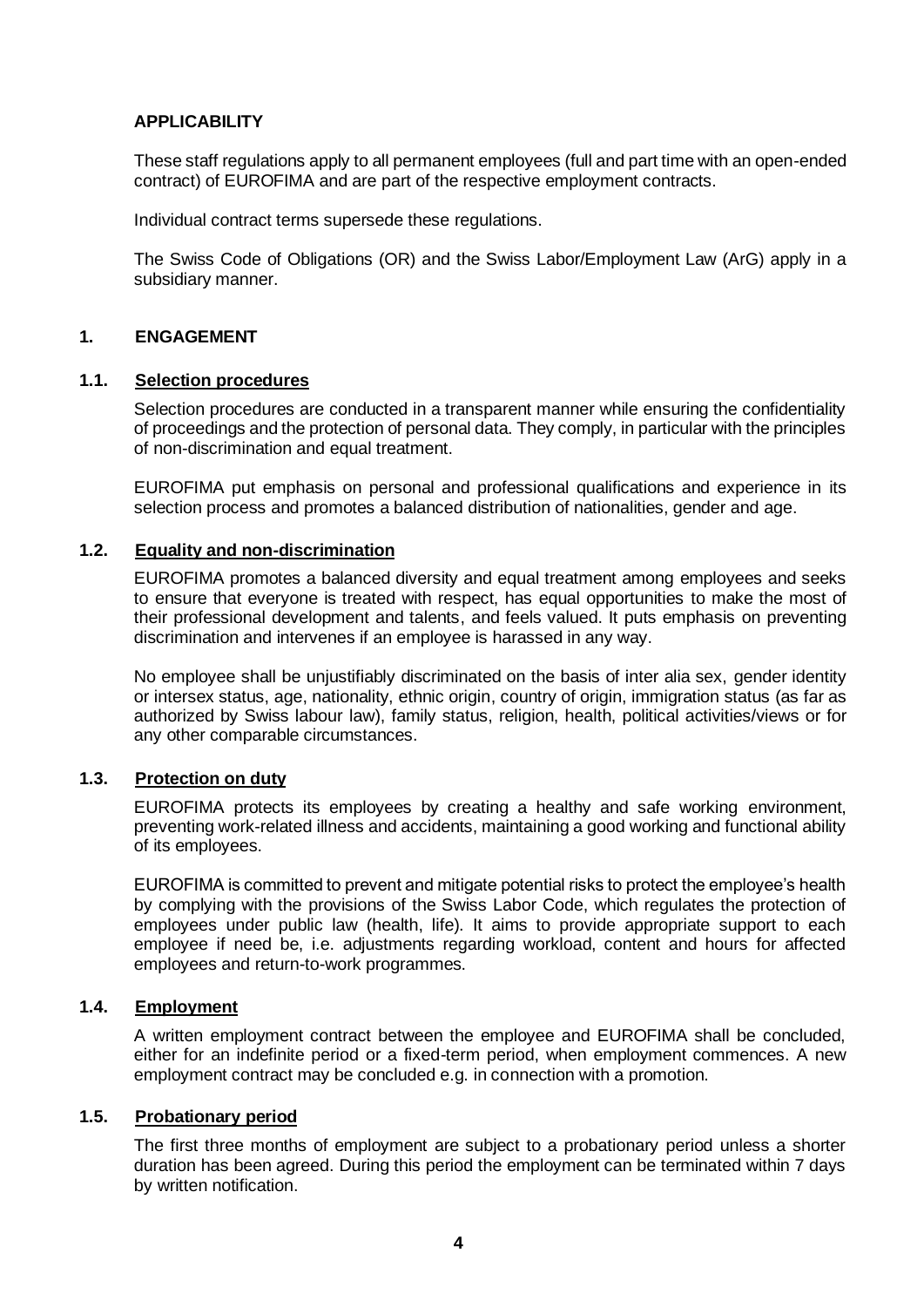## APPLICABILITY

These staff regulations apply to all permanent employees (full and part time with an open-ended contract) of EUROFIMA and are part of the respective employment contracts.

Individual contract terms supersede these regulations.

The Swiss Code of Obligations (OR) and the Swiss Labor/Employment Law (ArG) apply in a subsidiary manner.

## 1. ENGAGEMENT

### 1.1. Selection procedures

Selection procedures are conducted in a transparent manner while ensuring the confidentiality of proceedings and the protection of personal data. They comply, in particular with the principles of non-discrimination and equal treatment.

EUROFIMA put emphasis on personal and professional qualifications and experience in its selection process and promotes a balanced distribution of nationalities, gender and age.

### 1.2. Equality and non-discrimination

EUROFIMA promotes a balanced diversity and equal treatment among employees and seeks to ensure that everyone is treated with respect, has equal opportunities to make the most of their professional development and talents, and feels valued. It puts emphasis on preventing discrimination and intervenes if an employee is harassed in any way.

No employee shall be unjustifiably discriminated on the basis of inter alia sex, gender identity or intersex status, age, nationality, ethnic origin, country of origin, immigration status (as far as authorized by Swiss labour law), family status, religion, health, political activities/views or for any other comparable circumstances.

### 1.3. Protection on duty

EUROFIMA protects its employees by creating a healthy and safe working environment, preventing work-related illness and accidents, maintaining a good working and functional ability of its employees.

EUROFIMA is committed to prevent and mitigate potential risks to protect the employee's health by complying with the provisions of the Swiss Labor Code, which regulates the protection of employees under public law (health, life). It aims to provide appropriate support to each employee if need be, i.e. adjustments regarding workload, content and hours for affected employees and return-to-work programmes.

### 1.4. Employment

A written employment contract between the employee and EUROFIMA shall be concluded, either for an indefinite period or a fixed-term period, when employment commences. A new employment contract may be concluded e.g. in connection with a promotion.

### 1.5. Probationary period

The first three months of employment are subject to a probationary period unless a shorter duration has been agreed. During this period the employment can be terminated within 7 days by written notification.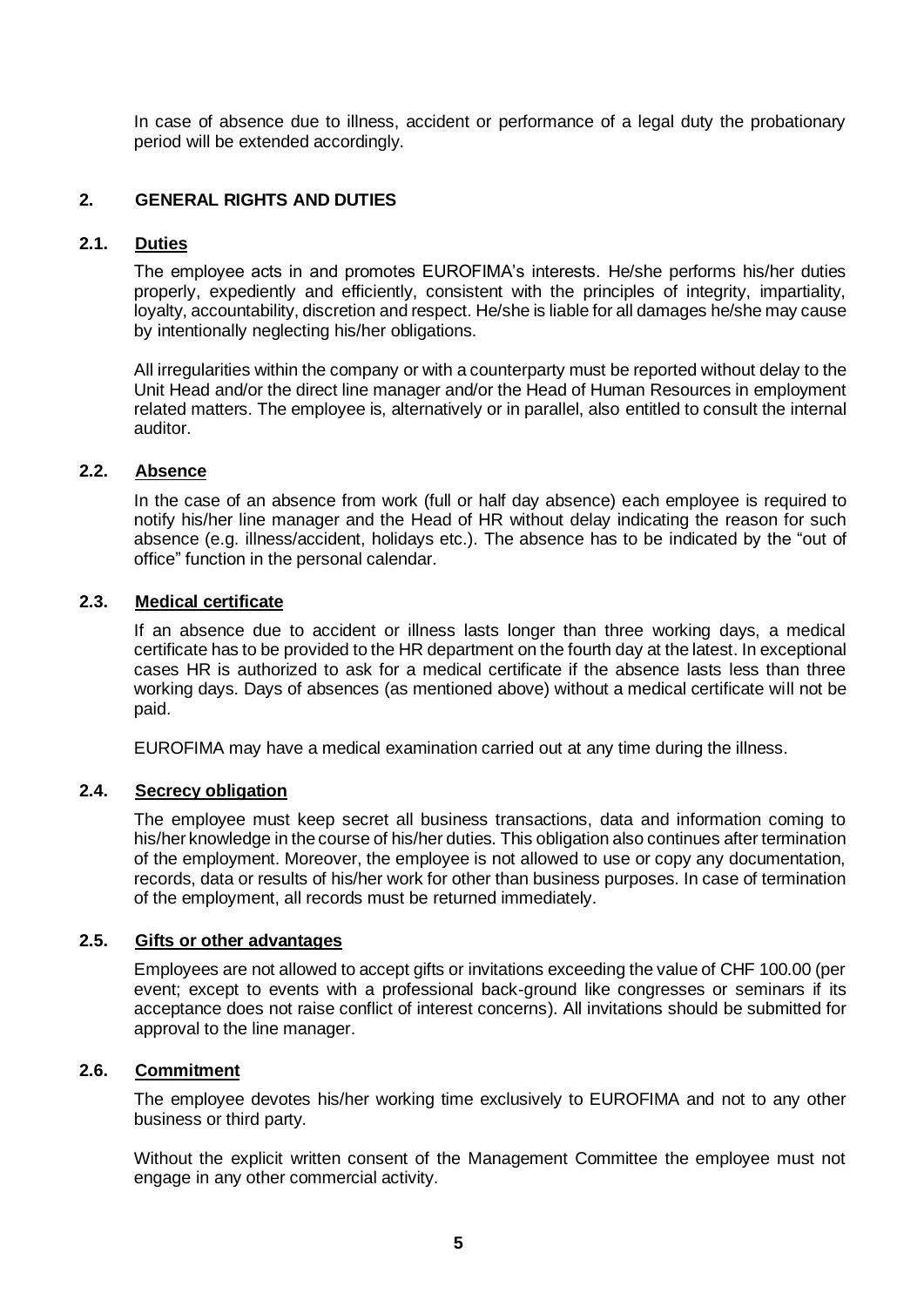In case of absence due to illness, accident or performance of a legal duty the probationary period will be extended accordingly.

## 2. GENERAL RIGHTS AND DUTIES

### 2.1. Duties

The employee acts in and promotes EUROFIMA's interests. He/she performs his/her duties properly, expediently and efficiently, consistent with the principles of integrity, impartiality, loyalty, accountability, discretion and respect. He/she is liable for all damages he/she may cause by intentionally neglecting his/her obligations.

All irregularities within the company or with a counterparty must be reported without delay to the Unit Head and/or the direct line manager and/or the Head of Human Resources in employment related matters. The employee is, alternatively or in parallel, also entitled to consult the internal auditor.

### 2.2. Absence

In the case of an absence from work (full or half day absence) each employee is required to notify his/her line manager and the Head of HR without delay indicating the reason for such absence (e.g. illness/accident, holidays etc.). The absence has to be indicated by the "out of office" function in the personal calendar.

### 2.3. Medical certificate

If an absence due to accident or illness lasts longer than three working days, a medical certificate has to be provided to the HR department on the fourth day at the latest. In exceptional cases HR is authorized to ask for a medical certificate if the absence lasts less than three working days. Days of absences (as mentioned above) without a medical certificate will not be paid.

EUROFIMA may have a medical examination carried out at any time during the illness.

### 2.4. Secrecy obligation

The employee must keep secret all business transactions, data and information coming to his/her knowledge in the course of his/her duties. This obligation also continues after termination of the employment. Moreover, the employee is not allowed to use or copy any documentation, records, data or results of his/her work for other than business purposes. In case of termination of the employment, all records must be returned immediately.

### 2.5. Gifts or other advantages

Employees are not allowed to accept gifts or invitations exceeding the value of CHF 100.00 (per event; except to events with a professional back-ground like congresses or seminars if its acceptance does not raise conflict of interest concerns). All invitations should be submitted for approval to the line manager.

### 2.6. Commitment

The employee devotes his/her working time exclusively to EUROFIMA and not to any other business or third party.

Without the explicit written consent of the Management Committee the employee must not engage in any other commercial activity.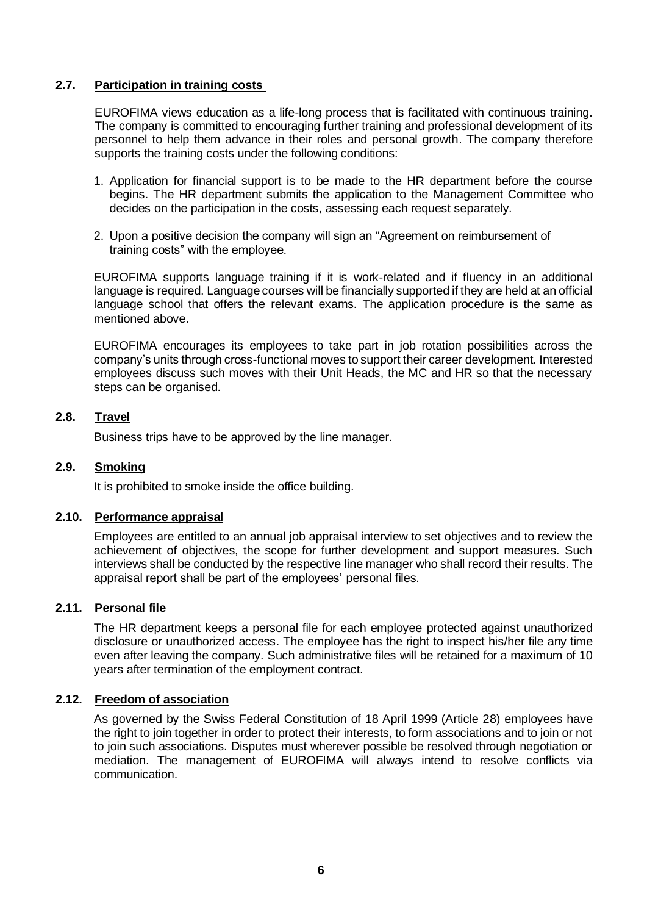### 2.7. Participation in training costs

EUROFIMA views education as a life-long process that is facilitated with continuous training. The company is committed to encouraging further training and professional development of its personnel to help them advance in their roles and personal growth. The company therefore supports the training costs under the following conditions:

1. Application for financial support is to be made to the HR department before the course begins. The HR department submits the application to the Management Committee who decides on the participation in the costs, assessing each request separately.
2. Upon a positive decision the company will sign an "Agreement on reimbursement of training costs" with the employee.

EUROFIMA supports language training if it is work-related and if fluency in an additional language is required. Language courses will be financially supported if they are held at an official language school that offers the relevant exams. The application procedure is the same as mentioned above.

EUROFIMA encourages its employees to take part in job rotation possibilities across the company's units through cross-functional moves to support their career development. Interested employees discuss such moves with their Unit Heads, the MC and HR so that the necessary steps can be organised.

### 2.8. Travel

Business trips have to be approved by the line manager.

### 2.9. Smoking

It is prohibited to smoke inside the office building.

### 2.10. Performance appraisal

Employees are entitled to an annual job appraisal interview to set objectives and to review the achievement of objectives, the scope for further development and support measures. Such interviews shall be conducted by the respective line manager who shall record their results. The appraisal report shall be part of the employees' personal files.

### 2.11. Personal file

The HR department keeps a personal file for each employee protected against unauthorized disclosure or unauthorized access. The employee has the right to inspect his/her file any time even after leaving the company. Such administrative files will be retained for a maximum of 10 years after termination of the employment contract.

### 2.12. Freedom of association

As governed by the Swiss Federal Constitution of 18 April 1999 (Article 28) employees have the right to join together in order to protect their interests, to form associations and to join or not to join such associations. Disputes must wherever possible be resolved through negotiation or mediation. The management of EUROFIMA will always intend to resolve conflicts via communication.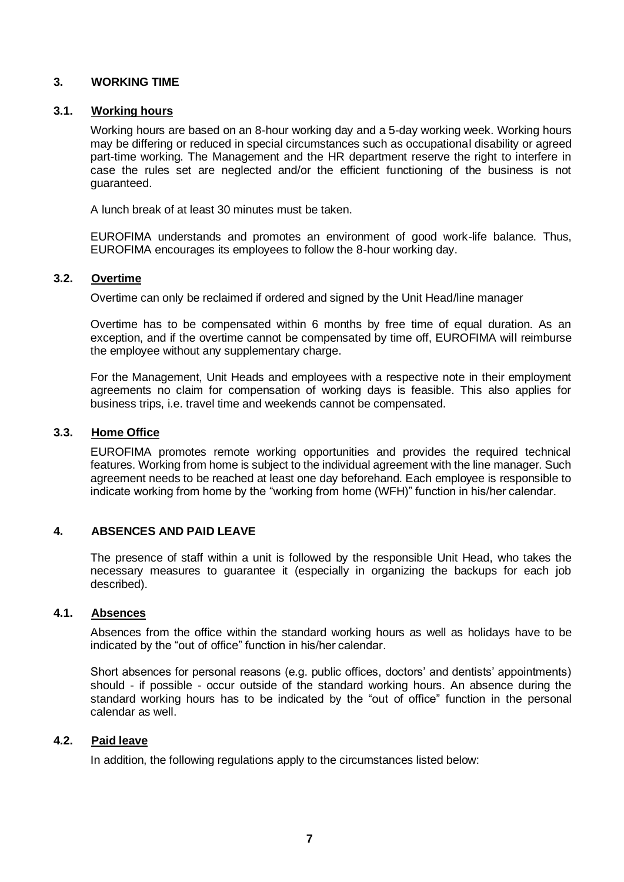## 3. WORKING TIME

### 3.1. Working hours

Working hours are based on an 8-hour working day and a 5-day working week. Working hours may be differing or reduced in special circumstances such as occupational disability or agreed part-time working. The Management and the HR department reserve the right to interfere in case the rules set are neglected and/or the efficient functioning of the business is not guaranteed.

A lunch break of at least 30 minutes must be taken.

EUROFIMA understands and promotes an environment of good work-life balance. Thus, EUROFIMA encourages its employees to follow the 8-hour working day.

### 3.2. Overtime

Overtime can only be reclaimed if ordered and signed by the Unit Head/line manager

Overtime has to be compensated within 6 months by free time of equal duration. As an exception, and if the overtime cannot be compensated by time off, EUROFIMA will reimburse the employee without any supplementary charge.

For the Management, Unit Heads and employees with a respective note in their employment agreements no claim for compensation of working days is feasible. This also applies for business trips, i.e. travel time and weekends cannot be compensated.

### 3.3. Home Office

EUROFIMA promotes remote working opportunities and provides the required technical features. Working from home is subject to the individual agreement with the line manager. Such agreement needs to be reached at least one day beforehand. Each employee is responsible to indicate working from home by the "working from home (WFH)" function in his/her calendar.

## 4. ABSENCES AND PAID LEAVE

The presence of staff within a unit is followed by the responsible Unit Head, who takes the necessary measures to guarantee it (especially in organizing the backups for each job described).

### 4.1. Absences

Absences from the office within the standard working hours as well as holidays have to be indicated by the "out of office" function in his/her calendar.

Short absences for personal reasons (e.g. public offices, doctors' and dentists' appointments) should - if possible - occur outside of the standard working hours. An absence during the standard working hours has to be indicated by the "out of office" function in the personal calendar as well.

### 4.2. Paid leave

In addition, the following regulations apply to the circumstances listed below: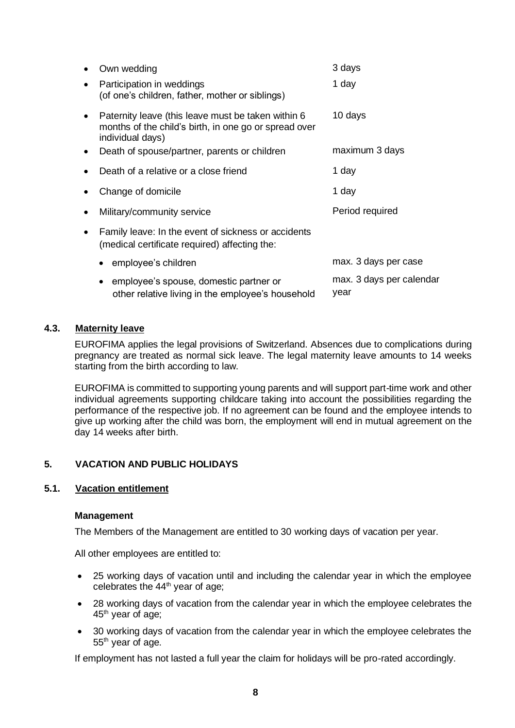- Own wedding — 3 days
- Participation in weddings (of one's children, father, mother or siblings) — 1 day
- Paternity leave (this leave must be taken within 6 months of the child's birth, in one go or spread over individual days) — 10 days
- Death of spouse/partner, parents or children — maximum 3 days
- Death of a relative or a close friend — 1 day
- Change of domicile — 1 day
- Military/community service — Period required
- Family leave: In the event of sickness or accidents (medical certificate required) affecting the:
  - employee's children — max. 3 days per case
  - employee's spouse, domestic partner or other relative living in the employee's household — max. 3 days per calendar year

### 4.3. Maternity leave

EUROFIMA applies the legal provisions of Switzerland. Absences due to complications during pregnancy are treated as normal sick leave. The legal maternity leave amounts to 14 weeks starting from the birth according to law.

EUROFIMA is committed to supporting young parents and will support part-time work and other individual agreements supporting childcare taking into account the possibilities regarding the performance of the respective job. If no agreement can be found and the employee intends to give up working after the child was born, the employment will end in mutual agreement on the day 14 weeks after birth.

## 5. VACATION AND PUBLIC HOLIDAYS

### 5.1. Vacation entitlement

**Management**

The Members of the Management are entitled to 30 working days of vacation per year.

All other employees are entitled to:

- 25 working days of vacation until and including the calendar year in which the employee celebrates the 44th year of age;
- 28 working days of vacation from the calendar year in which the employee celebrates the 45th year of age;
- 30 working days of vacation from the calendar year in which the employee celebrates the 55th year of age.

If employment has not lasted a full year the claim for holidays will be pro-rated accordingly.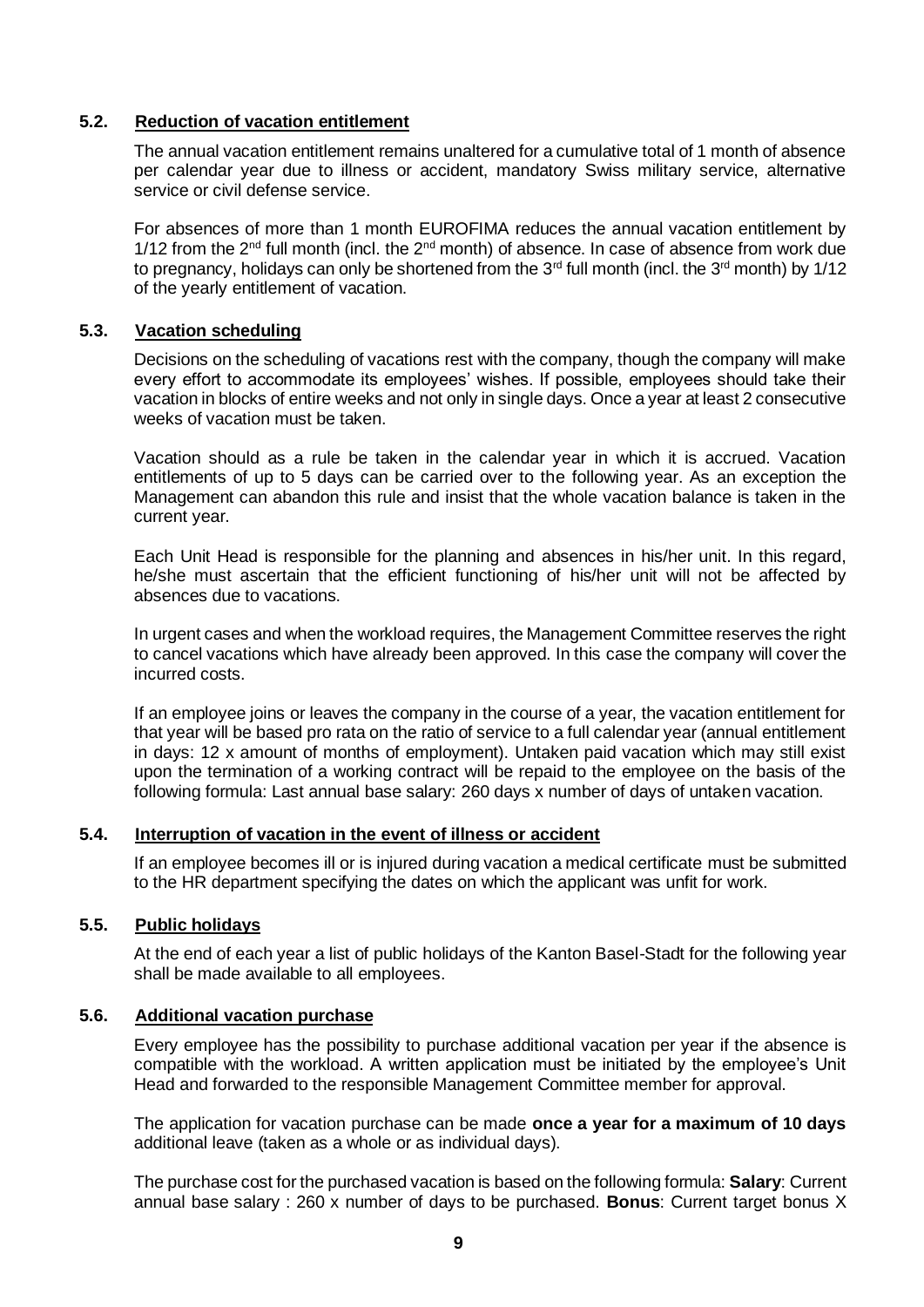### 5.2. Reduction of vacation entitlement

The annual vacation entitlement remains unaltered for a cumulative total of 1 month of absence per calendar year due to illness or accident, mandatory Swiss military service, alternative service or civil defense service.

For absences of more than 1 month EUROFIMA reduces the annual vacation entitlement by 1/12 from the 2nd full month (incl. the 2nd month) of absence. In case of absence from work due to pregnancy, holidays can only be shortened from the 3rd full month (incl. the 3rd month) by 1/12 of the yearly entitlement of vacation.

### 5.3. Vacation scheduling

Decisions on the scheduling of vacations rest with the company, though the company will make every effort to accommodate its employees' wishes. If possible, employees should take their vacation in blocks of entire weeks and not only in single days. Once a year at least 2 consecutive weeks of vacation must be taken.

Vacation should as a rule be taken in the calendar year in which it is accrued. Vacation entitlements of up to 5 days can be carried over to the following year. As an exception the Management can abandon this rule and insist that the whole vacation balance is taken in the current year.

Each Unit Head is responsible for the planning and absences in his/her unit. In this regard, he/she must ascertain that the efficient functioning of his/her unit will not be affected by absences due to vacations.

In urgent cases and when the workload requires, the Management Committee reserves the right to cancel vacations which have already been approved. In this case the company will cover the incurred costs.

If an employee joins or leaves the company in the course of a year, the vacation entitlement for that year will be based pro rata on the ratio of service to a full calendar year (annual entitlement in days: 12 x amount of months of employment). Untaken paid vacation which may still exist upon the termination of a working contract will be repaid to the employee on the basis of the following formula: Last annual base salary: 260 days x number of days of untaken vacation.

### 5.4. Interruption of vacation in the event of illness or accident

If an employee becomes ill or is injured during vacation a medical certificate must be submitted to the HR department specifying the dates on which the applicant was unfit for work.

### 5.5. Public holidays

At the end of each year a list of public holidays of the Kanton Basel-Stadt for the following year shall be made available to all employees.

### 5.6. Additional vacation purchase

Every employee has the possibility to purchase additional vacation per year if the absence is compatible with the workload. A written application must be initiated by the employee's Unit Head and forwarded to the responsible Management Committee member for approval.

The application for vacation purchase can be made **once a year for a maximum of 10 days** additional leave (taken as a whole or as individual days).

The purchase cost for the purchased vacation is based on the following formula: **Salary**: Current annual base salary : 260 x number of days to be purchased. **Bonus**: Current target bonus X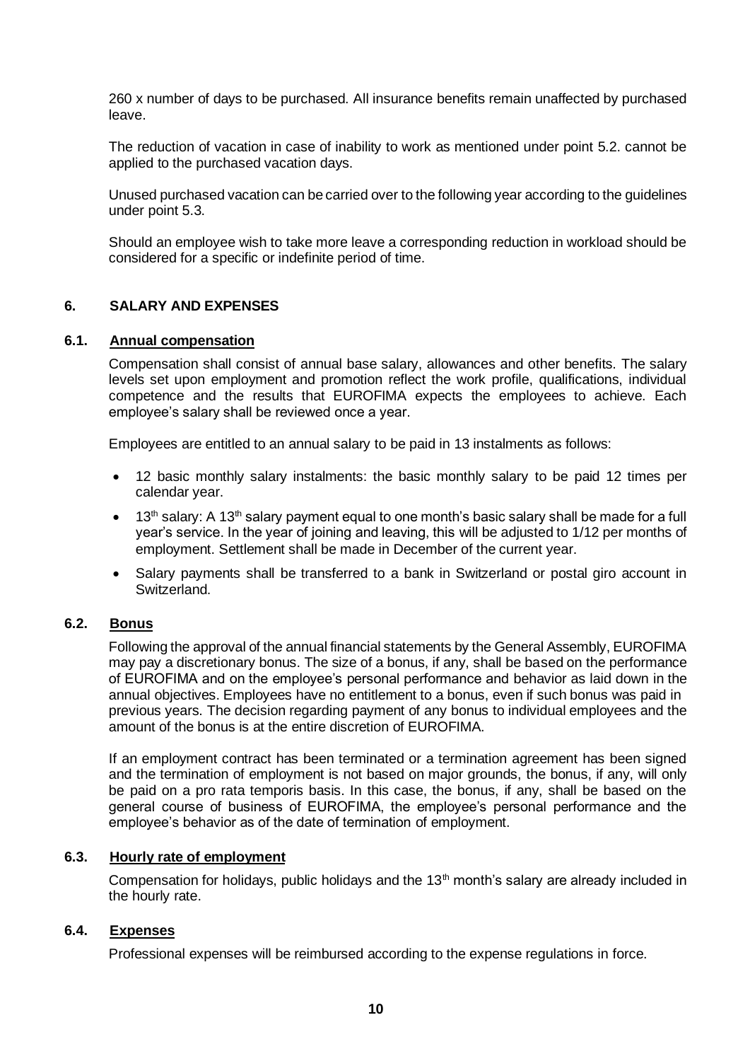260 x number of days to be purchased. All insurance benefits remain unaffected by purchased leave.

The reduction of vacation in case of inability to work as mentioned under point 5.2. cannot be applied to the purchased vacation days.

Unused purchased vacation can be carried over to the following year according to the guidelines under point 5.3.

Should an employee wish to take more leave a corresponding reduction in workload should be considered for a specific or indefinite period of time.

## 6. SALARY AND EXPENSES

### 6.1. Annual compensation

Compensation shall consist of annual base salary, allowances and other benefits. The salary levels set upon employment and promotion reflect the work profile, qualifications, individual competence and the results that EUROFIMA expects the employees to achieve. Each employee's salary shall be reviewed once a year.

Employees are entitled to an annual salary to be paid in 13 instalments as follows:

- 12 basic monthly salary instalments: the basic monthly salary to be paid 12 times per calendar year.
- 13th salary: A 13th salary payment equal to one month's basic salary shall be made for a full year's service. In the year of joining and leaving, this will be adjusted to 1/12 per months of employment. Settlement shall be made in December of the current year.
- Salary payments shall be transferred to a bank in Switzerland or postal giro account in Switzerland.

### 6.2. Bonus

Following the approval of the annual financial statements by the General Assembly, EUROFIMA may pay a discretionary bonus. The size of a bonus, if any, shall be based on the performance of EUROFIMA and on the employee's personal performance and behavior as laid down in the annual objectives. Employees have no entitlement to a bonus, even if such bonus was paid in previous years. The decision regarding payment of any bonus to individual employees and the amount of the bonus is at the entire discretion of EUROFIMA.

If an employment contract has been terminated or a termination agreement has been signed and the termination of employment is not based on major grounds, the bonus, if any, will only be paid on a pro rata temporis basis. In this case, the bonus, if any, shall be based on the general course of business of EUROFIMA, the employee's personal performance and the employee's behavior as of the date of termination of employment.

### 6.3. Hourly rate of employment

Compensation for holidays, public holidays and the 13th month's salary are already included in the hourly rate.

### 6.4. Expenses

Professional expenses will be reimbursed according to the expense regulations in force.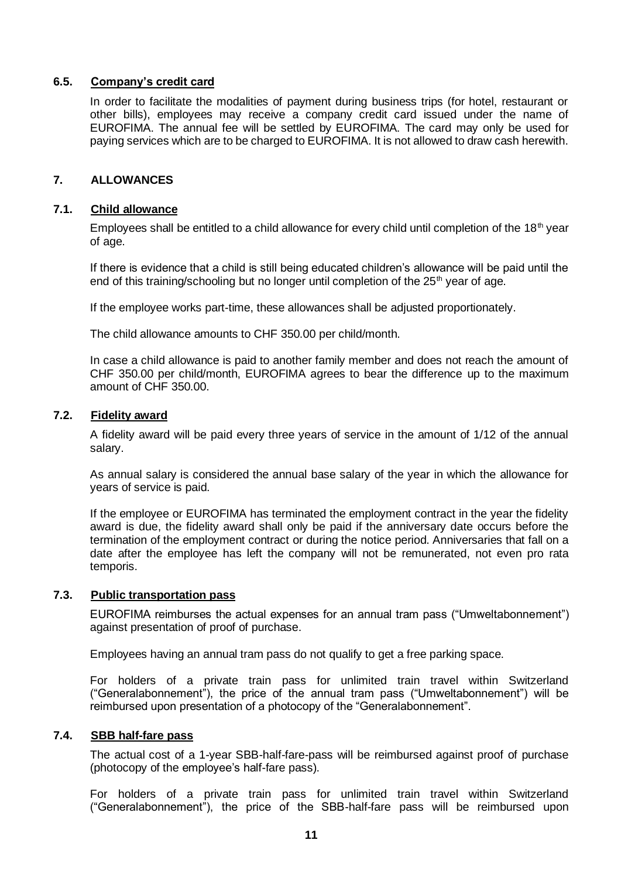### 6.5. Company's credit card

In order to facilitate the modalities of payment during business trips (for hotel, restaurant or other bills), employees may receive a company credit card issued under the name of EUROFIMA. The annual fee will be settled by EUROFIMA. The card may only be used for paying services which are to be charged to EUROFIMA. It is not allowed to draw cash herewith.

## 7. ALLOWANCES

### 7.1. Child allowance

Employees shall be entitled to a child allowance for every child until completion of the 18th year of age.

If there is evidence that a child is still being educated children's allowance will be paid until the end of this training/schooling but no longer until completion of the 25th year of age.

If the employee works part-time, these allowances shall be adjusted proportionately.

The child allowance amounts to CHF 350.00 per child/month.

In case a child allowance is paid to another family member and does not reach the amount of CHF 350.00 per child/month, EUROFIMA agrees to bear the difference up to the maximum amount of CHF 350.00.

### 7.2. Fidelity award

A fidelity award will be paid every three years of service in the amount of 1/12 of the annual salary.

As annual salary is considered the annual base salary of the year in which the allowance for years of service is paid.

If the employee or EUROFIMA has terminated the employment contract in the year the fidelity award is due, the fidelity award shall only be paid if the anniversary date occurs before the termination of the employment contract or during the notice period. Anniversaries that fall on a date after the employee has left the company will not be remunerated, not even pro rata temporis.

### 7.3. Public transportation pass

EUROFIMA reimburses the actual expenses for an annual tram pass ("Umweltabonnement") against presentation of proof of purchase.

Employees having an annual tram pass do not qualify to get a free parking space.

For holders of a private train pass for unlimited train travel within Switzerland ("Generalabonnement"), the price of the annual tram pass ("Umweltabonnement") will be reimbursed upon presentation of a photocopy of the "Generalabonnement".

### 7.4. SBB half-fare pass

The actual cost of a 1-year SBB-half-fare-pass will be reimbursed against proof of purchase (photocopy of the employee's half-fare pass).

For holders of a private train pass for unlimited train travel within Switzerland ("Generalabonnement"), the price of the SBB-half-fare pass will be reimbursed upon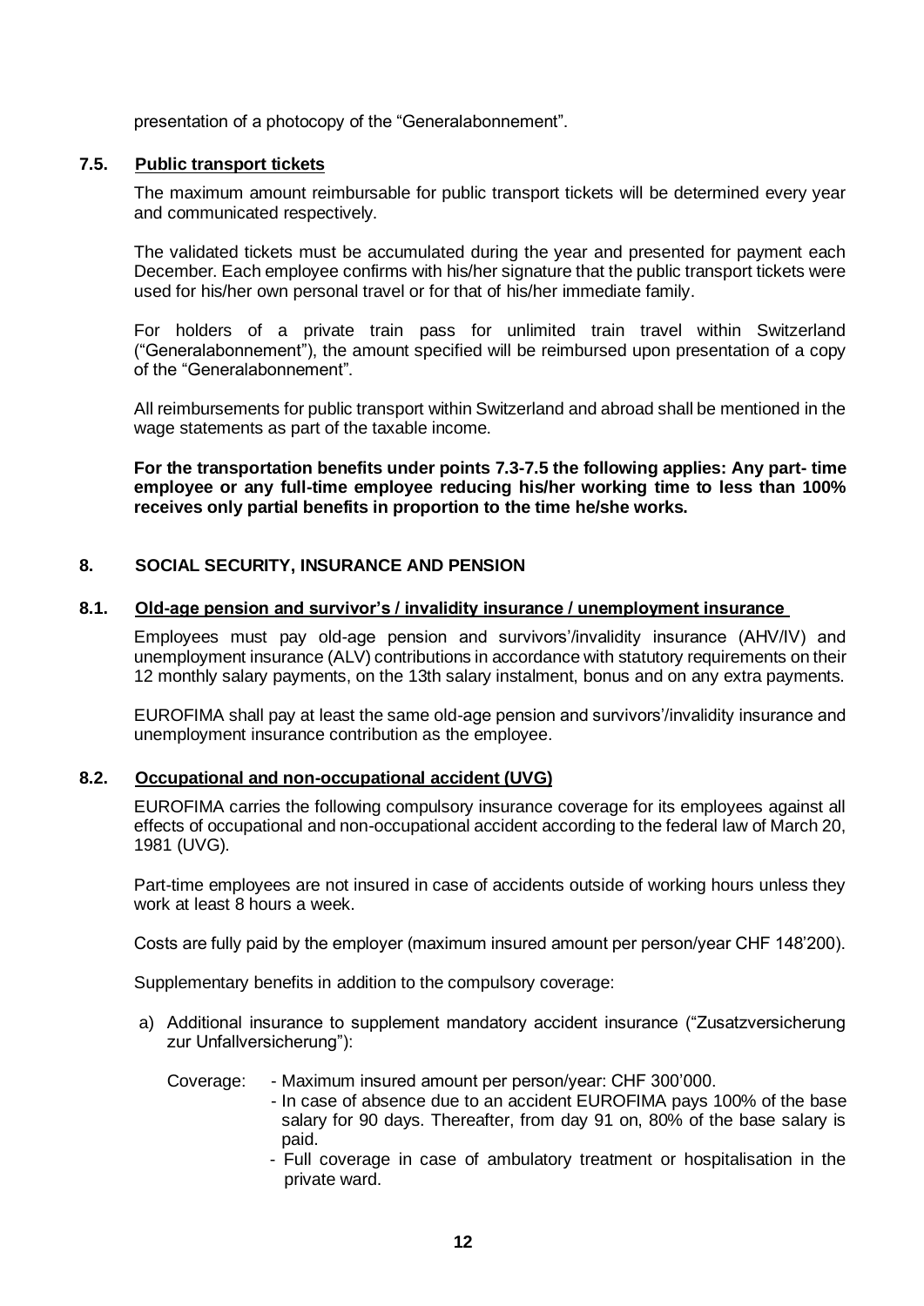presentation of a photocopy of the "Generalabonnement".

### 7.5. Public transport tickets

The maximum amount reimbursable for public transport tickets will be determined every year and communicated respectively.

The validated tickets must be accumulated during the year and presented for payment each December. Each employee confirms with his/her signature that the public transport tickets were used for his/her own personal travel or for that of his/her immediate family.

For holders of a private train pass for unlimited train travel within Switzerland ("Generalabonnement"), the amount specified will be reimbursed upon presentation of a copy of the "Generalabonnement".

All reimbursements for public transport within Switzerland and abroad shall be mentioned in the wage statements as part of the taxable income.

**For the transportation benefits under points 7.3-7.5 the following applies: Any part- time employee or any full-time employee reducing his/her working time to less than 100% receives only partial benefits in proportion to the time he/she works.**

## 8. SOCIAL SECURITY, INSURANCE AND PENSION

### 8.1. Old-age pension and survivor's / invalidity insurance / unemployment insurance

Employees must pay old-age pension and survivors'/invalidity insurance (AHV/IV) and unemployment insurance (ALV) contributions in accordance with statutory requirements on their 12 monthly salary payments, on the 13th salary instalment, bonus and on any extra payments.

EUROFIMA shall pay at least the same old-age pension and survivors'/invalidity insurance and unemployment insurance contribution as the employee.

### 8.2. Occupational and non-occupational accident (UVG)

EUROFIMA carries the following compulsory insurance coverage for its employees against all effects of occupational and non-occupational accident according to the federal law of March 20, 1981 (UVG).

Part-time employees are not insured in case of accidents outside of working hours unless they work at least 8 hours a week.

Costs are fully paid by the employer (maximum insured amount per person/year CHF 148'200).

Supplementary benefits in addition to the compulsory coverage:

a) Additional insurance to supplement mandatory accident insurance ("Zusatzversicherung zur Unfallversicherung"):

   Coverage:
   - Maximum insured amount per person/year: CHF 300'000.
   - In case of absence due to an accident EUROFIMA pays 100% of the base salary for 90 days. Thereafter, from day 91 on, 80% of the base salary is paid.
   - Full coverage in case of ambulatory treatment or hospitalisation in the private ward.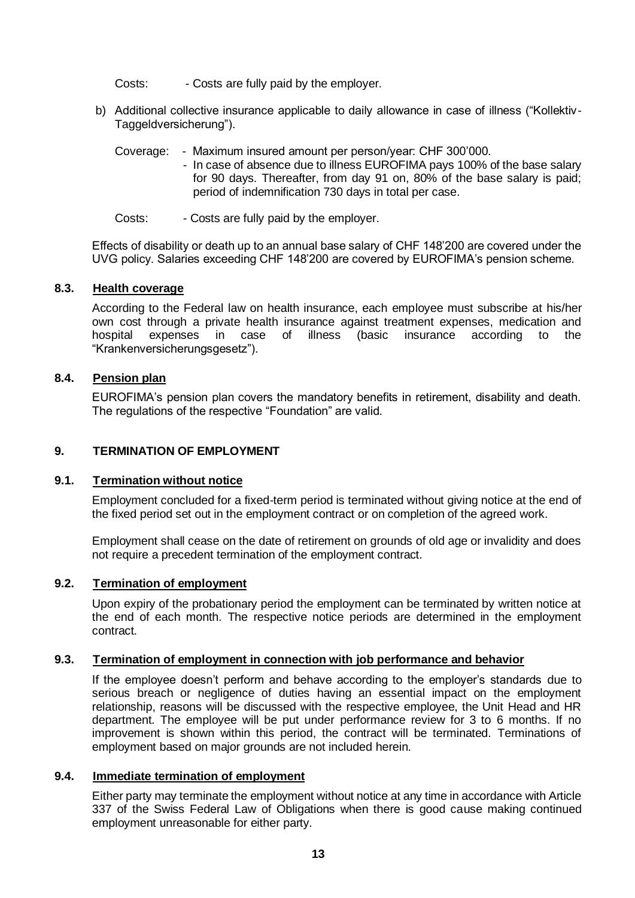Costs: - Costs are fully paid by the employer.

b) Additional collective insurance applicable to daily allowance in case of illness ("Kollektiv-Taggeldversicherung").

Coverage: - Maximum insured amount per person/year: CHF 300'000.
- In case of absence due to illness EUROFIMA pays 100% of the base salary for 90 days. Thereafter, from day 91 on, 80% of the base salary is paid; period of indemnification 730 days in total per case.

Costs: - Costs are fully paid by the employer.

Effects of disability or death up to an annual base salary of CHF 148'200 are covered under the UVG policy. Salaries exceeding CHF 148'200 are covered by EUROFIMA's pension scheme.

### 8.3. Health coverage

According to the Federal law on health insurance, each employee must subscribe at his/her own cost through a private health insurance against treatment expenses, medication and hospital expenses in case of illness (basic insurance according to the "Krankenversicherungsgesetz").

### 8.4. Pension plan

EUROFIMA's pension plan covers the mandatory benefits in retirement, disability and death. The regulations of the respective "Foundation" are valid.

## 9. TERMINATION OF EMPLOYMENT

### 9.1. Termination without notice

Employment concluded for a fixed-term period is terminated without giving notice at the end of the fixed period set out in the employment contract or on completion of the agreed work.

Employment shall cease on the date of retirement on grounds of old age or invalidity and does not require a precedent termination of the employment contract.

### 9.2. Termination of employment

Upon expiry of the probationary period the employment can be terminated by written notice at the end of each month. The respective notice periods are determined in the employment contract.

### 9.3. Termination of employment in connection with job performance and behavior

If the employee doesn't perform and behave according to the employer's standards due to serious breach or negligence of duties having an essential impact on the employment relationship, reasons will be discussed with the respective employee, the Unit Head and HR department. The employee will be put under performance review for 3 to 6 months. If no improvement is shown within this period, the contract will be terminated. Terminations of employment based on major grounds are not included herein.

### 9.4. Immediate termination of employment

Either party may terminate the employment without notice at any time in accordance with Article 337 of the Swiss Federal Law of Obligations when there is good cause making continued employment unreasonable for either party.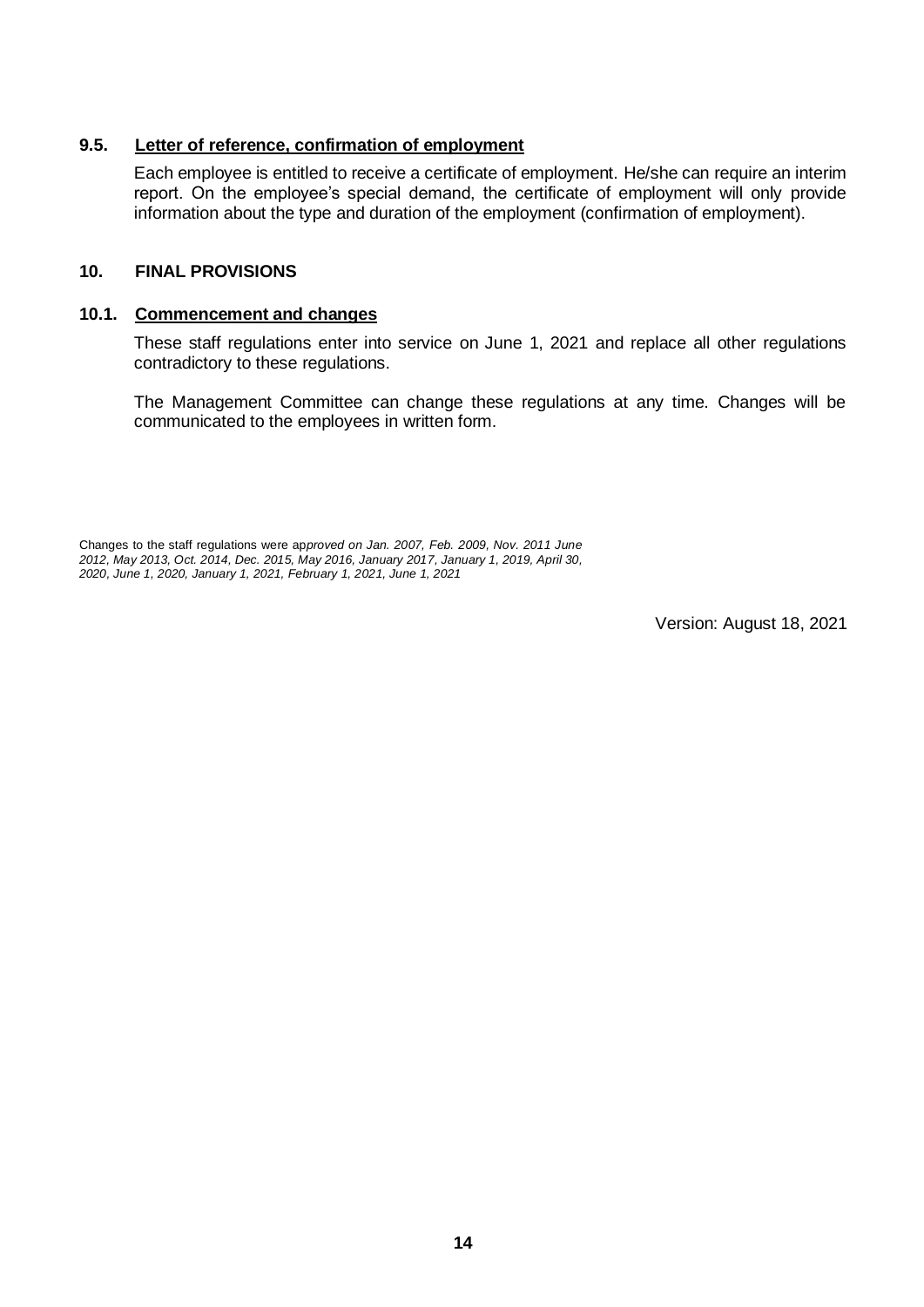### 9.5. Letter of reference, confirmation of employment

Each employee is entitled to receive a certificate of employment. He/she can require an interim report. On the employee's special demand, the certificate of employment will only provide information about the type and duration of the employment (confirmation of employment).

## 10. FINAL PROVISIONS

### 10.1. Commencement and changes

These staff regulations enter into service on June 1, 2021 and replace all other regulations contradictory to these regulations.

The Management Committee can change these regulations at any time. Changes will be communicated to the employees in written form.

Changes to the staff regulations were ap*proved on Jan. 2007, Feb. 2009, Nov. 2011 June 2012, May 2013, Oct. 2014, Dec. 2015, May 2016, January 2017, January 1, 2019, April 30, 2020, June 1, 2020, January 1, 2021, February 1, 2021, June 1, 2021*

Version: August 18, 2021